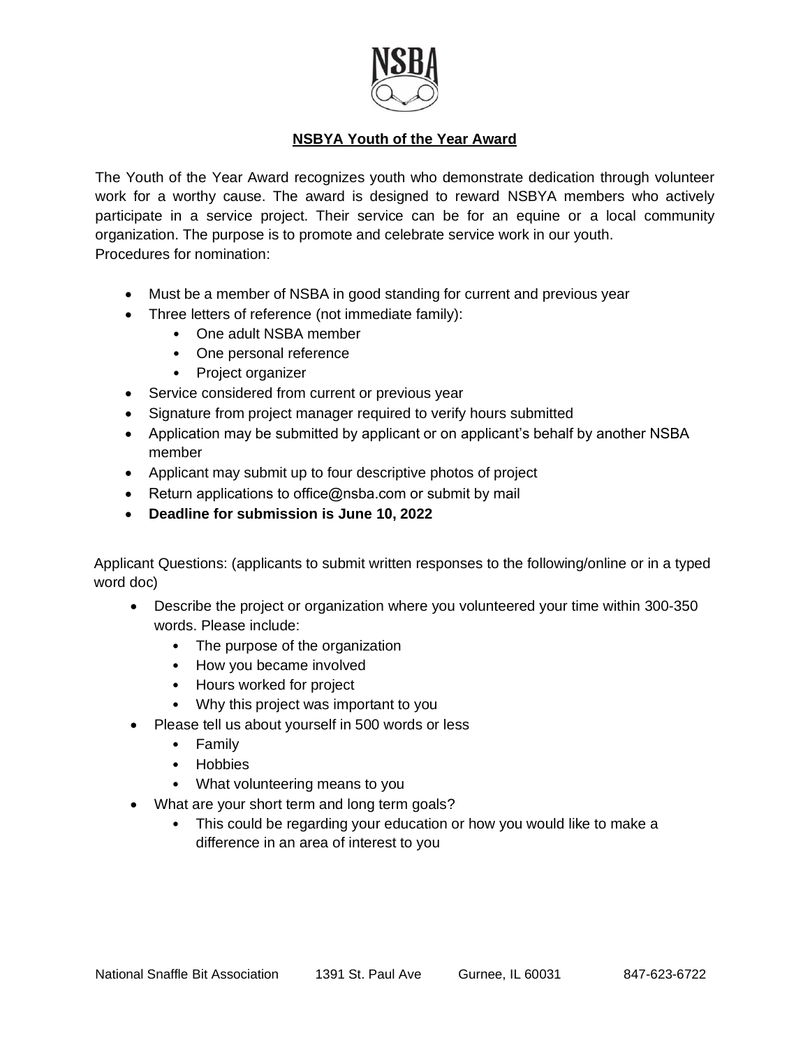NSBA

## NSBYA Youth of the Year Award

The Youth of the Year Award recognizes youth who demonstrate dedication through volunteer work for a worthy cause. The award is designed to reward NSBYA members who actively participate in a service project. Their service can be for an equine or a local community organization. The purpose is to promote and celebrate service work in our youth.

Procedures for nomination:

- Must be a member of NSBA in good standing for current and previous year
- Three letters of reference (not immediate family):
  - One adult NSBA member
  - One personal reference
  - Project organizer
- Service considered from current or previous year
- Signature from project manager required to verify hours submitted
- Application may be submitted by applicant or on applicant's behalf by another NSBA member
- Applicant may submit up to four descriptive photos of project
- Return applications to office@nsba.com or submit by mail
- **Deadline for submission is June 10, 2022**

Applicant Questions: (applicants to submit written responses to the following/online or in a typed word doc)

- Describe the project or organization where you volunteered your time within 300-350 words. Please include:
  - The purpose of the organization
  - How you became involved
  - Hours worked for project
  - Why this project was important to you
- Please tell us about yourself in 500 words or less
  - Family
  - Hobbies
  - What volunteering means to you
- What are your short term and long term goals?
  - This could be regarding your education or how you would like to make a difference in an area of interest to you

National Snaffle Bit Association 1391 St. Paul Ave Gurnee, IL 60031 847-623-6722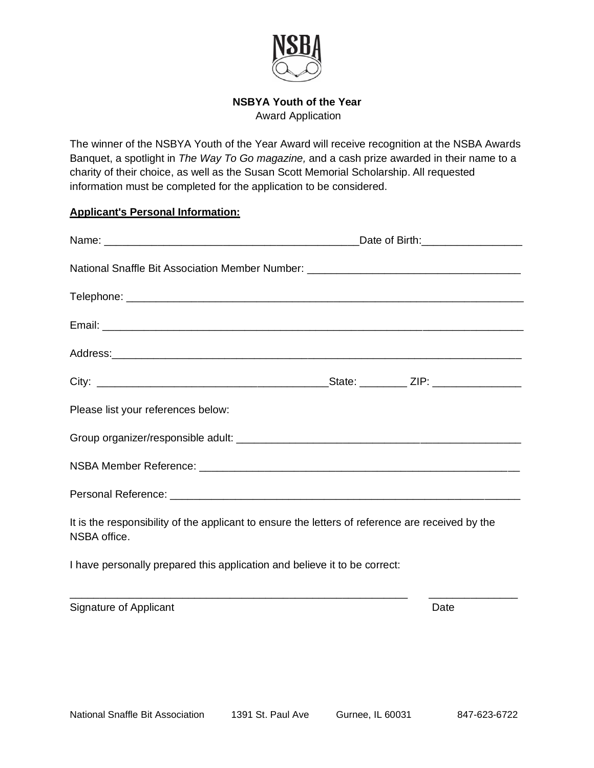NSBA

**NSBYA Youth of the Year**
Award Application

The winner of the NSBYA Youth of the Year Award will receive recognition at the NSBA Awards Banquet, a spotlight in *The Way To Go magazine,* and a cash prize awarded in their name to a charity of their choice, as well as the Susan Scott Memorial Scholarship. All requested information must be completed for the application to be considered.

**Applicant's Personal Information:**

Name: ___________________________________________ Date of Birth: ________________

National Snaffle Bit Association Member Number: ___________________________________

Telephone: ____________________________________________________________________

Email: ________________________________________________________________________

Address: ______________________________________________________________________

City: _____________________________________ State: ________ ZIP: _______________

Please list your references below:

Group organizer/responsible adult: ______________________________________________

NSBA Member Reference: ______________________________________________________

Personal Reference: __________________________________________________________

It is the responsibility of the applicant to ensure the letters of reference are received by the NSBA office.

I have personally prepared this application and believe it to be correct:

_____________________________________________________________ _______________
Signature of Applicant Date

National Snaffle Bit Association 1391 St. Paul Ave Gurnee, IL 60031 847-623-6722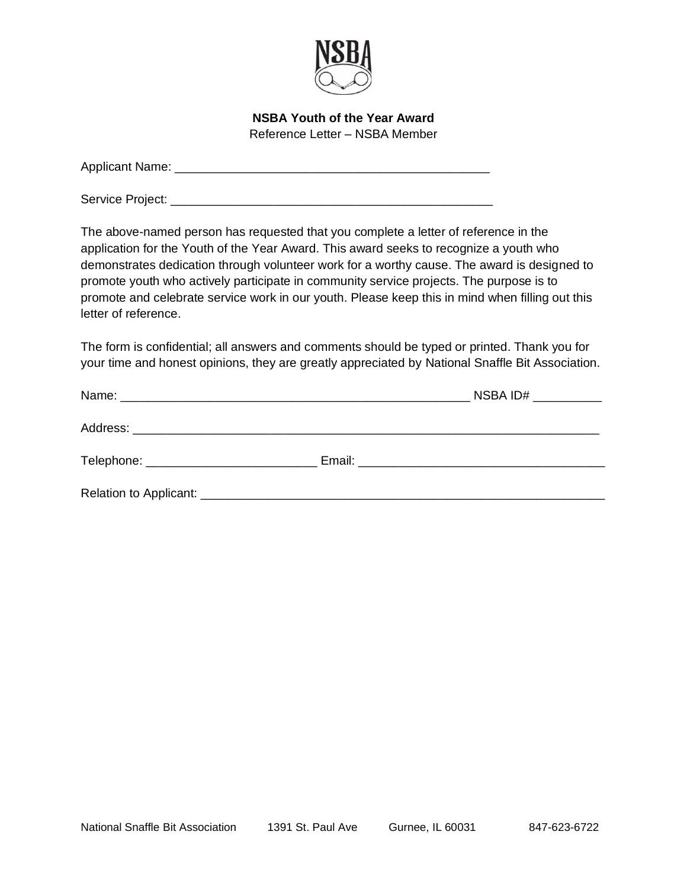**NSBA Youth of the Year Award**

Reference Letter – NSBA Member

Applicant Name: _______________________________________________

Service Project: _________________________________________________

The above-named person has requested that you complete a letter of reference in the application for the Youth of the Year Award. This award seeks to recognize a youth who demonstrates dedication through volunteer work for a worthy cause. The award is designed to promote youth who actively participate in community service projects. The purpose is to promote and celebrate service work in our youth. Please keep this in mind when filling out this letter of reference.

The form is confidential; all answers and comments should be typed or printed. Thank you for your time and honest opinions, they are greatly appreciated by National Snaffle Bit Association.

Name: _____________________________________________________ NSBA ID# __________

Address: ______________________________________________________________________

Telephone: _________________________ Email: ____________________________________

Relation to Applicant: ______________________________________________________________

National Snaffle Bit Association 1391 St. Paul Ave Gurnee, IL 60031 847-623-6722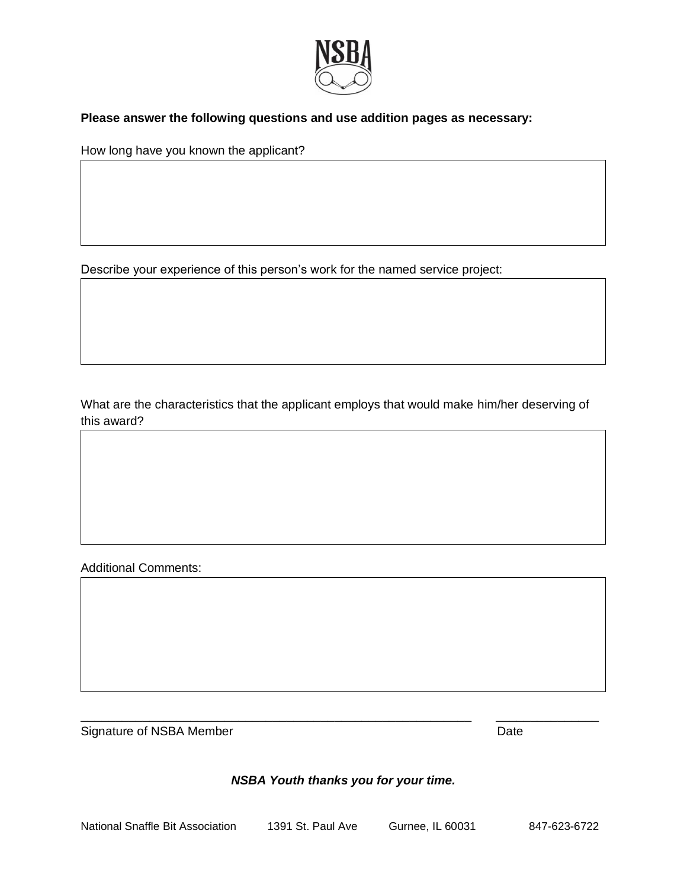NSBA

**Please answer the following questions and use addition pages as necessary:**

How long have you known the applicant?

Describe your experience of this person's work for the named service project:

What are the characteristics that the applicant employs that would make him/her deserving of this award?

Additional Comments:

\_\_\_\_\_\_\_\_\_\_\_\_\_\_\_\_\_\_\_\_\_\_\_\_\_\_\_\_\_\_\_\_\_\_\_\_\_\_\_\_\_\_\_\_\_\_\_\_\_\_\_\_\_\_\_\_ \_\_\_\_\_\_\_\_\_\_\_\_\_\_\_\_

Signature of NSBA Member Date

***NSBA Youth thanks you for your time.***

National Snaffle Bit Association 1391 St. Paul Ave Gurnee, IL 60031 847-623-6722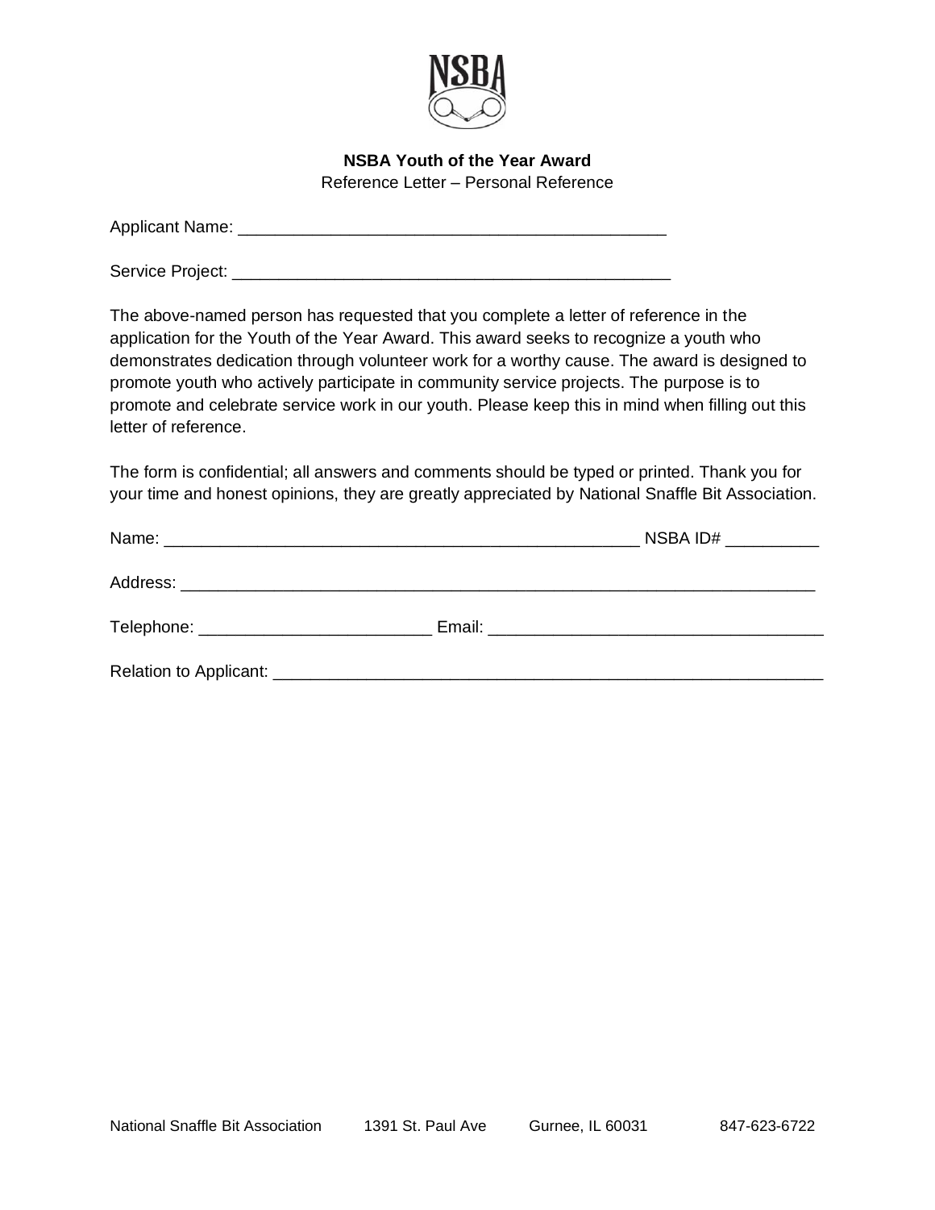**NSBA Youth of the Year Award**

Reference Letter – Personal Reference

Applicant Name: ________________________________________________

Service Project: _________________________________________________

The above-named person has requested that you complete a letter of reference in the application for the Youth of the Year Award. This award seeks to recognize a youth who demonstrates dedication through volunteer work for a worthy cause. The award is designed to promote youth who actively participate in community service projects. The purpose is to promote and celebrate service work in our youth. Please keep this in mind when filling out this letter of reference.

The form is confidential; all answers and comments should be typed or printed. Thank you for your time and honest opinions, they are greatly appreciated by National Snaffle Bit Association.

Name: _____________________________________________________ NSBA ID# __________

Address: ________________________________________________________________________

Telephone: __________________________ Email: _____________________________________

Relation to Applicant: _____________________________________________________________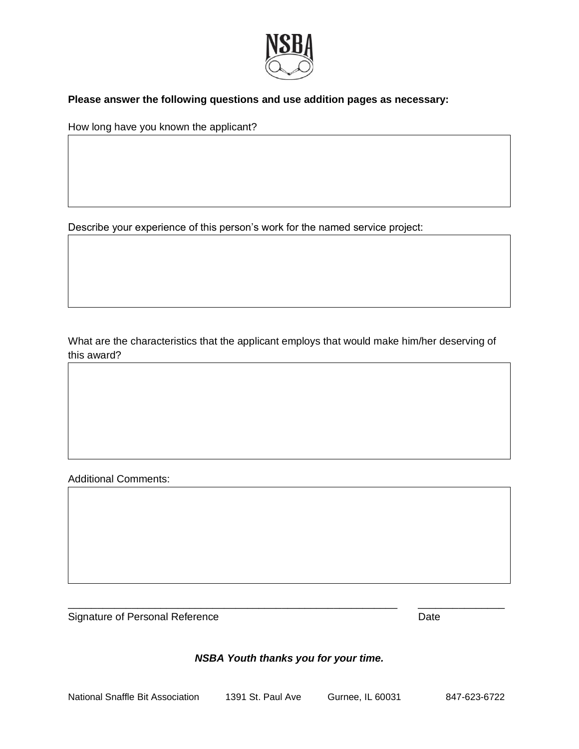NSBA

**Please answer the following questions and use addition pages as necessary:**

How long have you known the applicant?

Describe your experience of this person's work for the named service project:

What are the characteristics that the applicant employs that would make him/her deserving of this award?

Additional Comments:

\_\_\_\_\_\_\_\_\_\_\_\_\_\_\_\_\_\_\_\_\_\_\_\_\_\_\_\_\_\_\_\_\_\_\_\_\_\_\_\_\_\_\_\_\_\_\_\_\_\_\_\_\_\_\_\_\_\_ \_\_\_\_\_\_\_\_\_\_\_\_\_\_\_
Signature of Personal Reference Date

***NSBA Youth thanks you for your time.***

National Snaffle Bit Association 1391 St. Paul Ave Gurnee, IL 60031 847-623-6722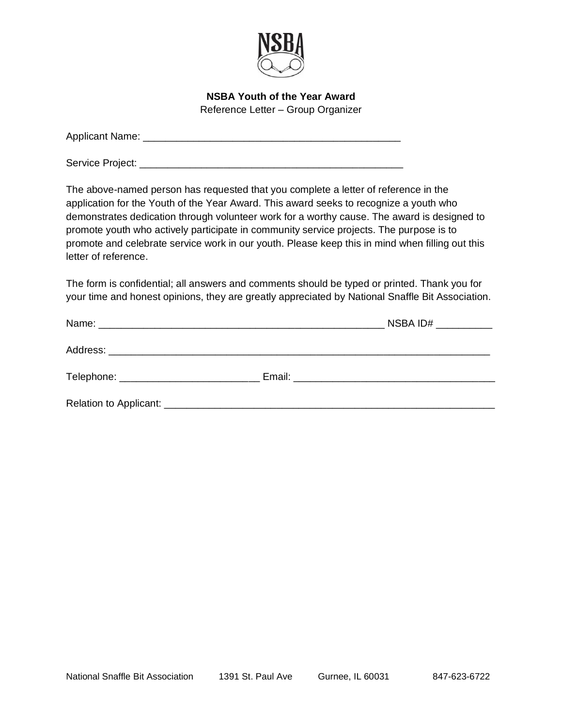NSBA

**NSBA Youth of the Year Award**

Reference Letter – Group Organizer

Applicant Name: ______________________________________________

Service Project: _______________________________________________

The above-named person has requested that you complete a letter of reference in the application for the Youth of the Year Award. This award seeks to recognize a youth who demonstrates dedication through volunteer work for a worthy cause. The award is designed to promote youth who actively participate in community service projects. The purpose is to promote and celebrate service work in our youth. Please keep this in mind when filling out this letter of reference.

The form is confidential; all answers and comments should be typed or printed. Thank you for your time and honest opinions, they are greatly appreciated by National Snaffle Bit Association.

Name: ____________________________________________________ NSBA ID# __________

Address: ______________________________________________________________________

Telephone: ________________________ Email: ___________________________________

Relation to Applicant: ____________________________________________________________

National Snaffle Bit Association 1391 St. Paul Ave Gurnee, IL 60031 847-623-6722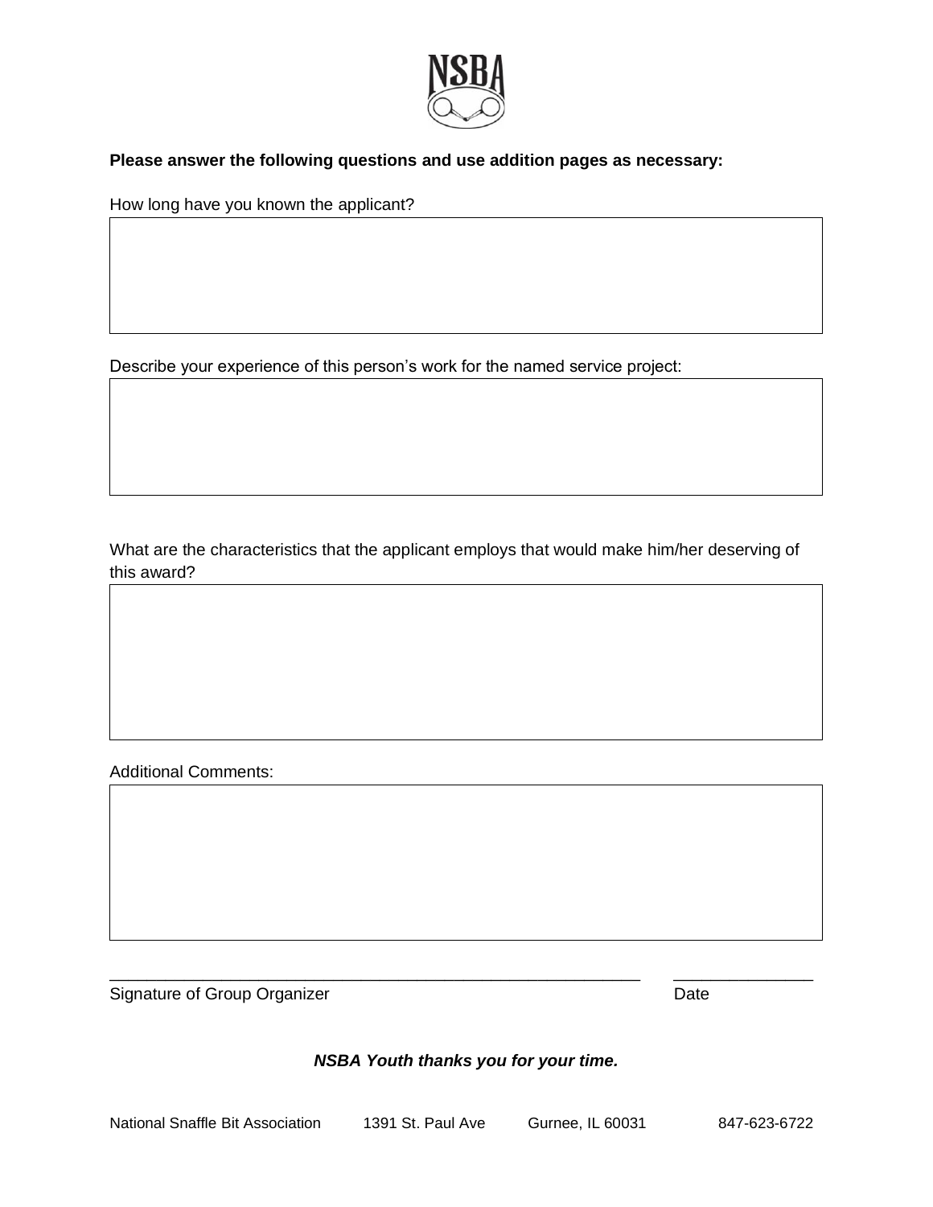NSBA

**Please answer the following questions and use addition pages as necessary:**

How long have you known the applicant?

Describe your experience of this person's work for the named service project:

What are the characteristics that the applicant employs that would make him/her deserving of this award?

Additional Comments:

\_\_\_\_\_\_\_\_\_\_\_\_\_\_\_\_\_\_\_\_\_\_\_\_\_\_\_\_\_\_\_\_\_\_\_\_\_\_\_\_\_\_\_\_\_\_\_\_\_\_\_\_\_\_\_\_\_\_\_\_ \_\_\_\_\_\_\_\_\_\_\_\_\_\_\_\_

Signature of Group Organizer Date

***NSBA Youth thanks you for your time.***

National Snaffle Bit Association 1391 St. Paul Ave Gurnee, IL 60031 847-623-6722